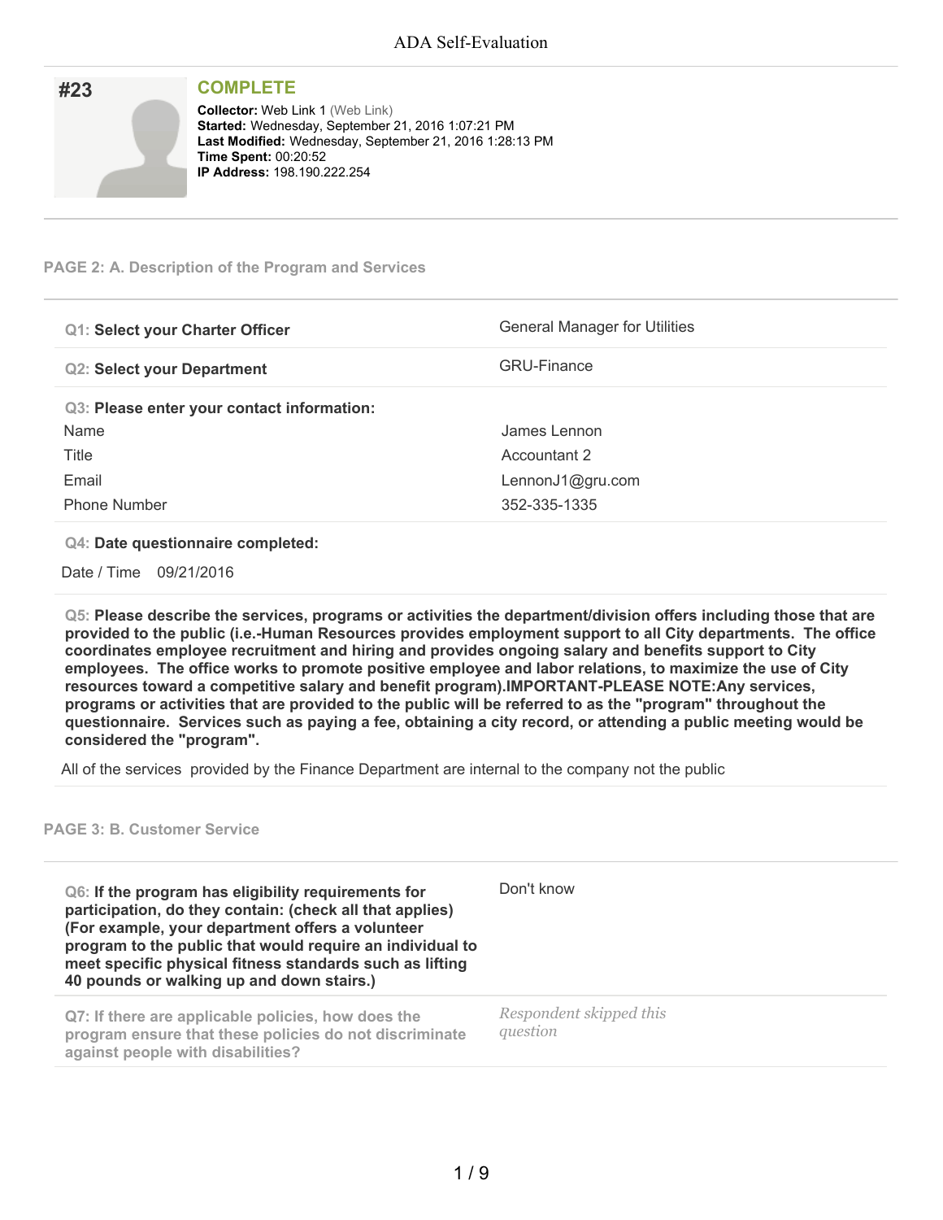# #23

## COMPLETE

**Collector:** Web Link 1 (Web Link)
**Started:** Wednesday, September 21, 2016 1:07:21 PM
**Last Modified:** Wednesday, September 21, 2016 1:28:13 PM
**Time Spent:** 00:20:52
**IP Address:** 198.190.222.254

### PAGE 2: A. Description of the Program and Services

| | |
|---|---|
| **Q1: Select your Charter Officer** | General Manager for Utilities |
| **Q2: Select your Department** | GRU-Finance |

**Q3: Please enter your contact information:**

| | |
|---|---|
| Name | James Lennon |
| Title | Accountant 2 |
| Email | LennonJ1@gru.com |
| Phone Number | 352-335-1335 |

**Q4: Date questionnaire completed:**

Date / Time 09/21/2016

**Q5: Please describe the services, programs or activities the department/division offers including those that are provided to the public (i.e.-Human Resources provides employment support to all City departments. The office coordinates employee recruitment and hiring and provides ongoing salary and benefits support to City employees. The office works to promote positive employee and labor relations, to maximize the use of City resources toward a competitive salary and benefit program).IMPORTANT-PLEASE NOTE:Any services, programs or activities that are provided to the public will be referred to as the "program" throughout the questionnaire. Services such as paying a fee, obtaining a city record, or attending a public meeting would be considered the "program".**

All of the services provided by the Finance Department are internal to the company not the public

### PAGE 3: B. Customer Service

| | |
|---|---|
| **Q6: If the program has eligibility requirements for participation, do they contain: (check all that applies) (For example, your department offers a volunteer program to the public that would require an individual to meet specific physical fitness standards such as lifting 40 pounds or walking up and down stairs.)** | Don't know |
| **Q7: If there are applicable policies, how does the program ensure that these policies do not discriminate against people with disabilities?** | *Respondent skipped this question* |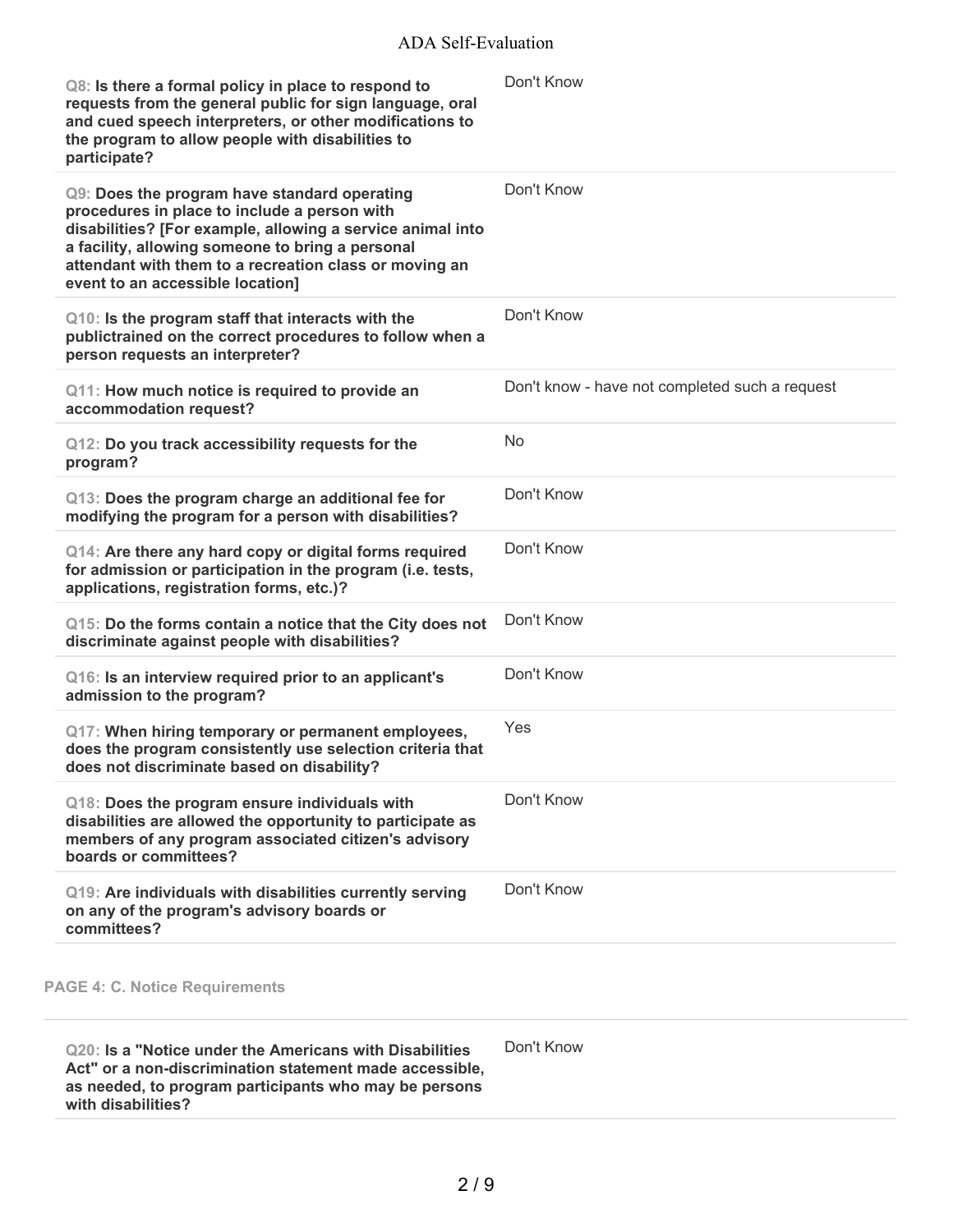**Q8: Is there a formal policy in place to respond to requests from the general public for sign language, oral and cued speech interpreters, or other modifications to the program to allow people with disabilities to participate?**

Don't Know

**Q9: Does the program have standard operating procedures in place to include a person with disabilities? [For example, allowing a service animal into a facility, allowing someone to bring a personal attendant with them to a recreation class or moving an event to an accessible location]**

Don't Know

**Q10: Is the program staff that interacts with the publictrained on the correct procedures to follow when a person requests an interpreter?**

Don't Know

**Q11: How much notice is required to provide an accommodation request?**

Don't know - have not completed such a request

**Q12: Do you track accessibility requests for the program?**

No

**Q13: Does the program charge an additional fee for modifying the program for a person with disabilities?**

Don't Know

**Q14: Are there any hard copy or digital forms required for admission or participation in the program (i.e. tests, applications, registration forms, etc.)?**

Don't Know

**Q15: Do the forms contain a notice that the City does not discriminate against people with disabilities?**

Don't Know

**Q16: Is an interview required prior to an applicant's admission to the program?**

Don't Know

**Q17: When hiring temporary or permanent employees, does the program consistently use selection criteria that does not discriminate based on disability?**

Yes

**Q18: Does the program ensure individuals with disabilities are allowed the opportunity to participate as members of any program associated citizen's advisory boards or committees?**

Don't Know

**Q19: Are individuals with disabilities currently serving on any of the program's advisory boards or committees?**

Don't Know

## PAGE 4: C. Notice Requirements

**Q20: Is a "Notice under the Americans with Disabilities Act" or a non-discrimination statement made accessible, as needed, to program participants who may be persons with disabilities?**

Don't Know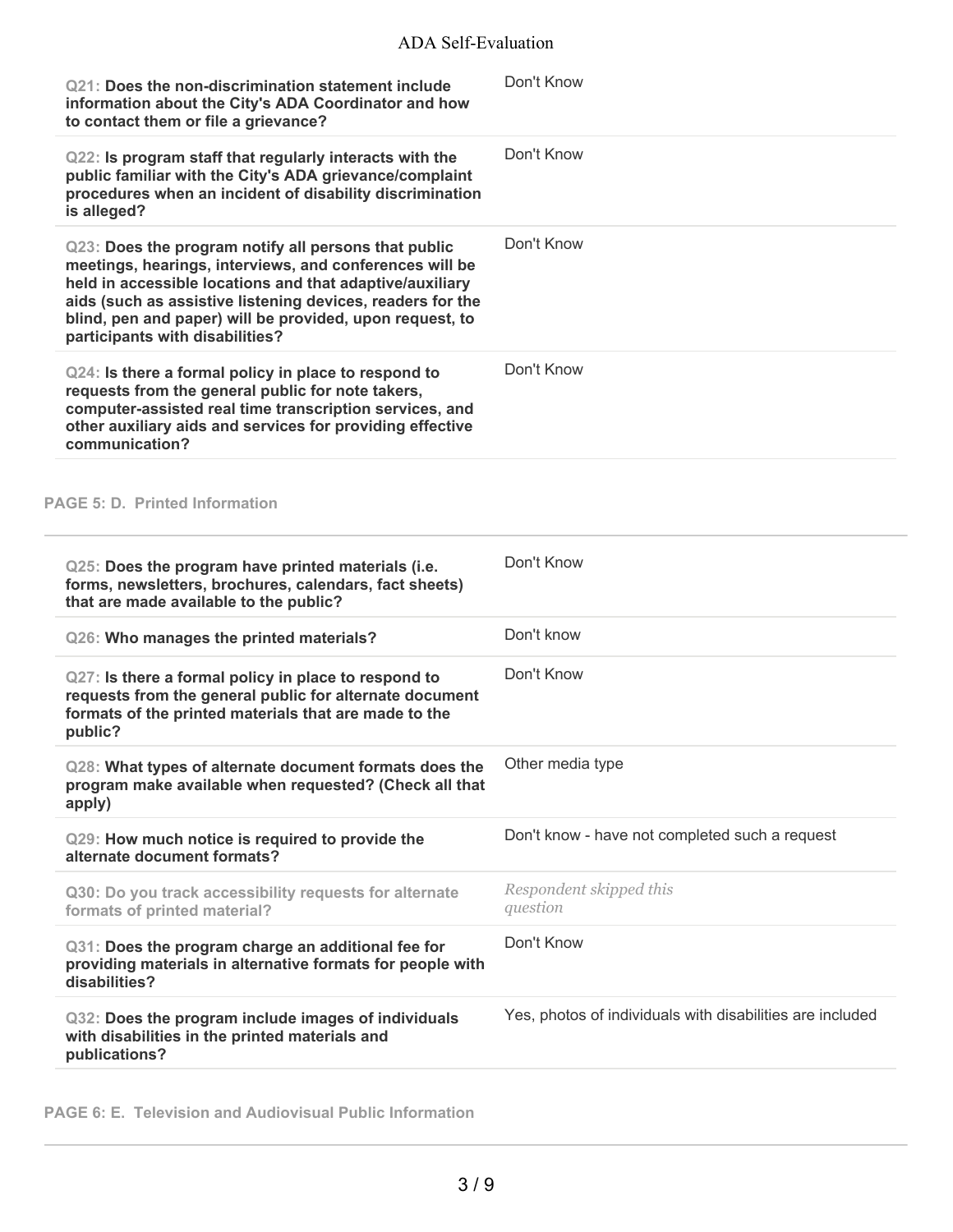| Question | Response |
| --- | --- |
| **Q21: Does the non-discrimination statement include information about the City's ADA Coordinator and how to contact them or file a grievance?** | Don't Know |
| **Q22: Is program staff that regularly interacts with the public familiar with the City's ADA grievance/complaint procedures when an incident of disability discrimination is alleged?** | Don't Know |
| **Q23: Does the program notify all persons that public meetings, hearings, interviews, and conferences will be held in accessible locations and that adaptive/auxiliary aids (such as assistive listening devices, readers for the blind, pen and paper) will be provided, upon request, to participants with disabilities?** | Don't Know |
| **Q24: Is there a formal policy in place to respond to requests from the general public for note takers, computer-assisted real time transcription services, and other auxiliary aids and services for providing effective communication?** | Don't Know |

## PAGE 5: D. Printed Information

| Question | Response |
| --- | --- |
| **Q25: Does the program have printed materials (i.e. forms, newsletters, brochures, calendars, fact sheets) that are made available to the public?** | Don't Know |
| **Q26: Who manages the printed materials?** | Don't know |
| **Q27: Is there a formal policy in place to respond to requests from the general public for alternate document formats of the printed materials that are made to the public?** | Don't Know |
| **Q28: What types of alternate document formats does the program make available when requested? (Check all that apply)** | Other media type |
| **Q29: How much notice is required to provide the alternate document formats?** | Don't know - have not completed such a request |
| Q30: Do you track accessibility requests for alternate formats of printed material? | *Respondent skipped this question* |
| **Q31: Does the program charge an additional fee for providing materials in alternative formats for people with disabilities?** | Don't Know |
| **Q32: Does the program include images of individuals with disabilities in the printed materials and publications?** | Yes, photos of individuals with disabilities are included |

## PAGE 6: E. Television and Audiovisual Public Information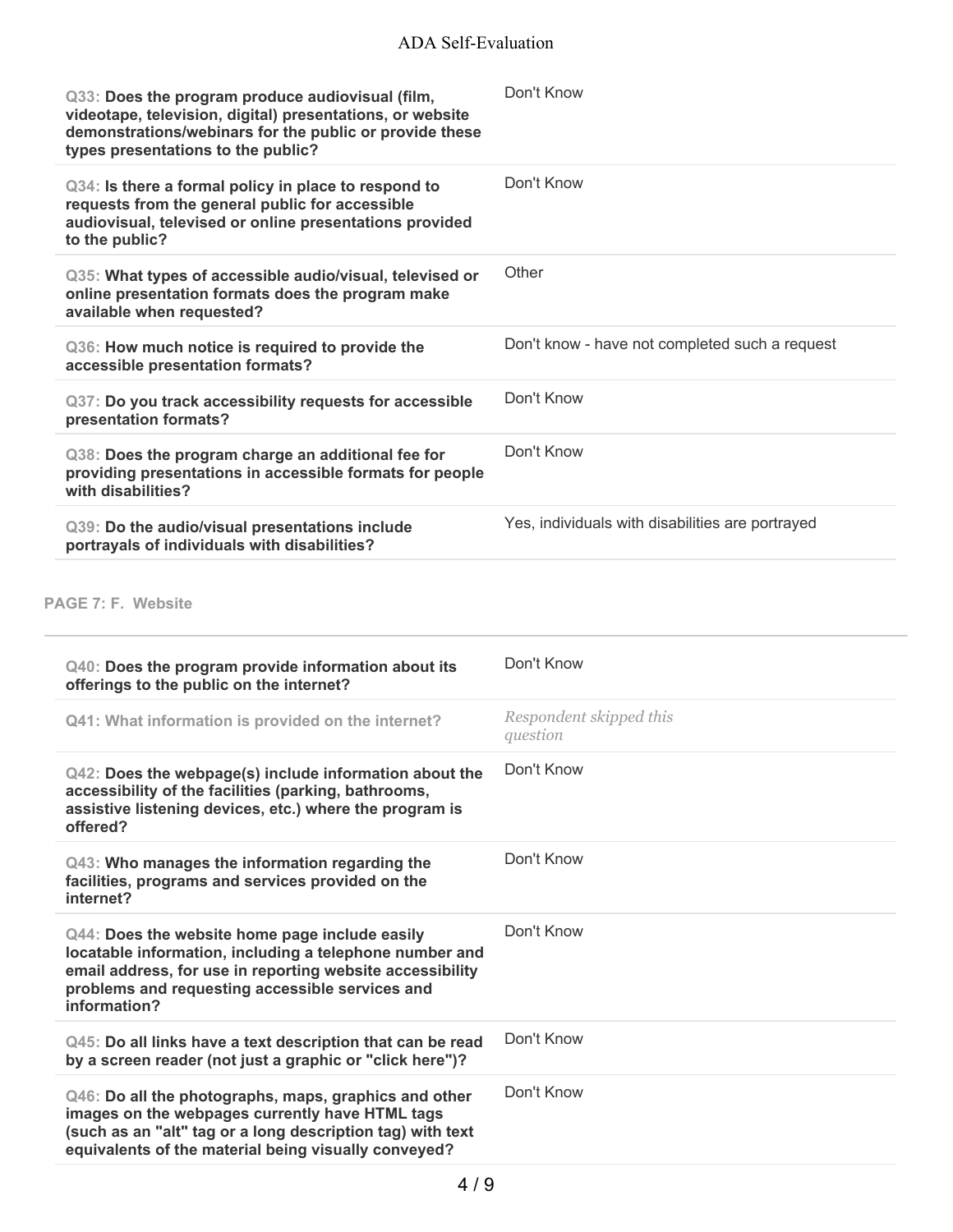| Question | Response |
| --- | --- |
| **Q33: Does the program produce audiovisual (film, videotape, television, digital) presentations, or website demonstrations/webinars for the public or provide these types presentations to the public?** | Don't Know |
| **Q34: Is there a formal policy in place to respond to requests from the general public for accessible audiovisual, televised or online presentations provided to the public?** | Don't Know |
| **Q35: What types of accessible audio/visual, televised or online presentation formats does the program make available when requested?** | Other |
| **Q36: How much notice is required to provide the accessible presentation formats?** | Don't know - have not completed such a request |
| **Q37: Do you track accessibility requests for accessible presentation formats?** | Don't Know |
| **Q38: Does the program charge an additional fee for providing presentations in accessible formats for people with disabilities?** | Don't Know |
| **Q39: Do the audio/visual presentations include portrayals of individuals with disabilities?** | Yes, individuals with disabilities are portrayed |

## PAGE 7: F. Website

| Question | Response |
| --- | --- |
| **Q40: Does the program provide information about its offerings to the public on the internet?** | Don't Know |
| Q41: What information is provided on the internet? | *Respondent skipped this question* |
| **Q42: Does the webpage(s) include information about the accessibility of the facilities (parking, bathrooms, assistive listening devices, etc.) where the program is offered?** | Don't Know |
| **Q43: Who manages the information regarding the facilities, programs and services provided on the internet?** | Don't Know |
| **Q44: Does the website home page include easily locatable information, including a telephone number and email address, for use in reporting website accessibility problems and requesting accessible services and information?** | Don't Know |
| **Q45: Do all links have a text description that can be read by a screen reader (not just a graphic or "click here")?** | Don't Know |
| **Q46: Do all the photographs, maps, graphics and other images on the webpages currently have HTML tags (such as an "alt" tag or a long description tag) with text equivalents of the material being visually conveyed?** | Don't Know |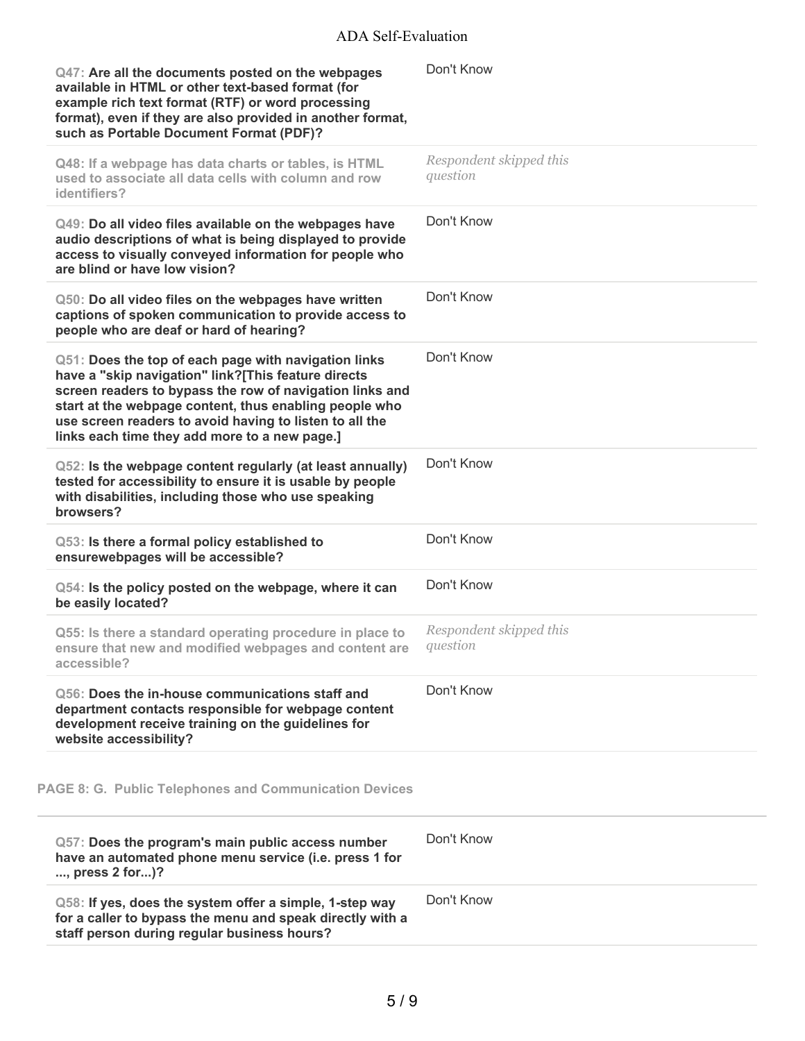| Question | Response |
| --- | --- |
| Q47: **Are all the documents posted on the webpages available in HTML or other text-based format (for example rich text format (RTF) or word processing format), even if they are also provided in another format, such as Portable Document Format (PDF)?** | Don't Know |
| Q48: If a webpage has data charts or tables, is HTML used to associate all data cells with column and row identifiers? | *Respondent skipped this question* |
| Q49: **Do all video files available on the webpages have audio descriptions of what is being displayed to provide access to visually conveyed information for people who are blind or have low vision?** | Don't Know |
| Q50: **Do all video files on the webpages have written captions of spoken communication to provide access to people who are deaf or hard of hearing?** | Don't Know |
| Q51: **Does the top of each page with navigation links have a "skip navigation" link?[This feature directs screen readers to bypass the row of navigation links and start at the webpage content, thus enabling people who use screen readers to avoid having to listen to all the links each time they add more to a new page.]** | Don't Know |
| Q52: **Is the webpage content regularly (at least annually) tested for accessibility to ensure it is usable by people with disabilities, including those who use speaking browsers?** | Don't Know |
| Q53: **Is there a formal policy established to ensurewebpages will be accessible?** | Don't Know |
| Q54: **Is the policy posted on the webpage, where it can be easily located?** | Don't Know |
| Q55: Is there a standard operating procedure in place to ensure that new and modified webpages and content are accessible? | *Respondent skipped this question* |
| Q56: **Does the in-house communications staff and department contacts responsible for webpage content development receive training on the guidelines for website accessibility?** | Don't Know |

## PAGE 8: G. Public Telephones and Communication Devices

| Question | Response |
| --- | --- |
| Q57: **Does the program's main public access number have an automated phone menu service (i.e. press 1 for ..., press 2 for...)?** | Don't Know |
| Q58: **If yes, does the system offer a simple, 1-step way for a caller to bypass the menu and speak directly with a staff person during regular business hours?** | Don't Know |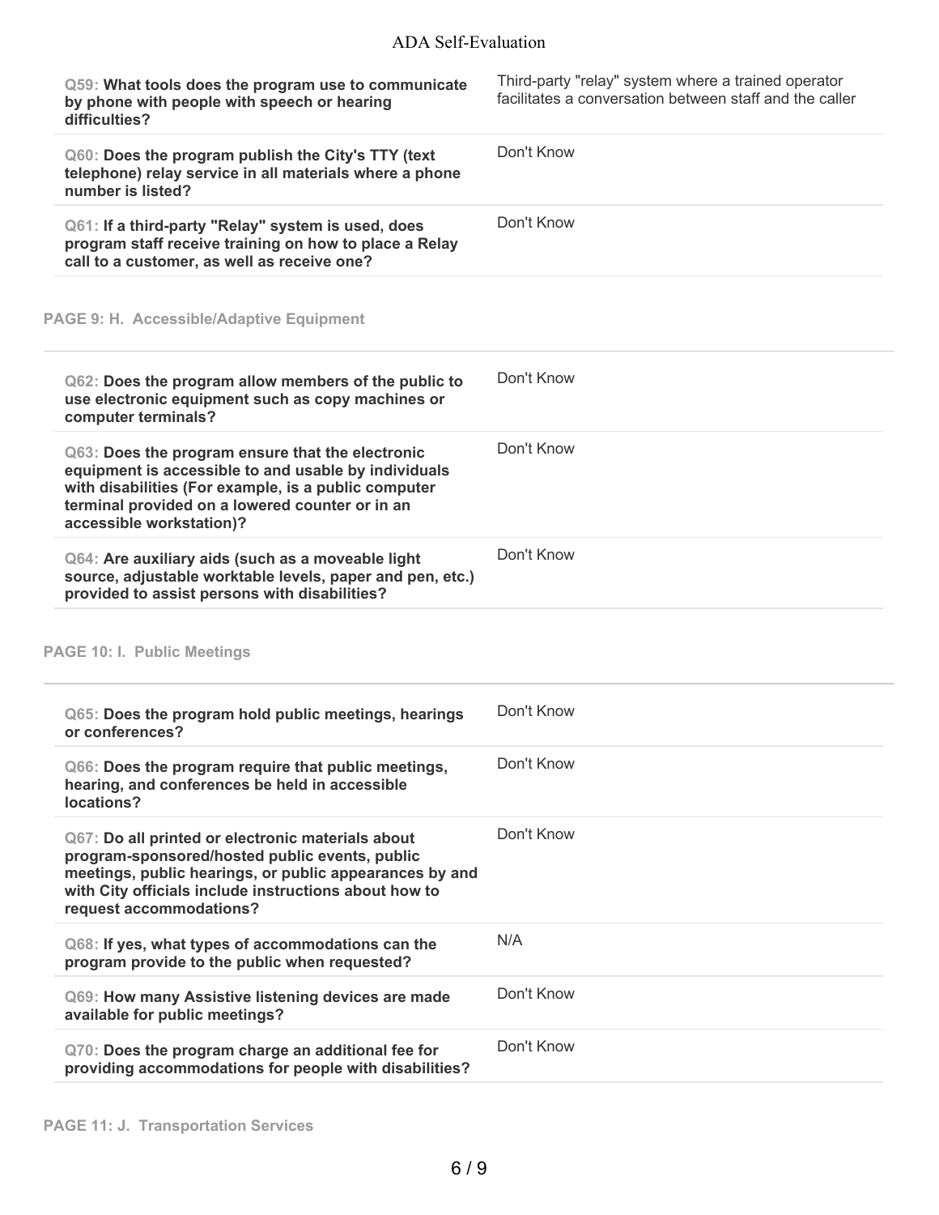| Question | Response |
| --- | --- |
| Q59: **What tools does the program use to communicate by phone with people with speech or hearing difficulties?** | Third-party "relay" system where a trained operator facilitates a conversation between staff and the caller |
| Q60: **Does the program publish the City's TTY (text telephone) relay service in all materials where a phone number is listed?** | Don't Know |
| Q61: **If a third-party "Relay" system is used, does program staff receive training on how to place a Relay call to a customer, as well as receive one?** | Don't Know |

**PAGE 9: H. Accessible/Adaptive Equipment**

| Question | Response |
| --- | --- |
| Q62: **Does the program allow members of the public to use electronic equipment such as copy machines or computer terminals?** | Don't Know |
| Q63: **Does the program ensure that the electronic equipment is accessible to and usable by individuals with disabilities (For example, is a public computer terminal provided on a lowered counter or in an accessible workstation)?** | Don't Know |
| Q64: **Are auxiliary aids (such as a moveable light source, adjustable worktable levels, paper and pen, etc.) provided to assist persons with disabilities?** | Don't Know |

**PAGE 10: I. Public Meetings**

| Question | Response |
| --- | --- |
| Q65: **Does the program hold public meetings, hearings or conferences?** | Don't Know |
| Q66: **Does the program require that public meetings, hearing, and conferences be held in accessible locations?** | Don't Know |
| Q67: **Do all printed or electronic materials about program-sponsored/hosted public events, public meetings, public hearings, or public appearances by and with City officials include instructions about how to request accommodations?** | Don't Know |
| Q68: **If yes, what types of accommodations can the program provide to the public when requested?** | N/A |
| Q69: **How many Assistive listening devices are made available for public meetings?** | Don't Know |
| Q70: **Does the program charge an additional fee for providing accommodations for people with disabilities?** | Don't Know |

**PAGE 11: J. Transportation Services**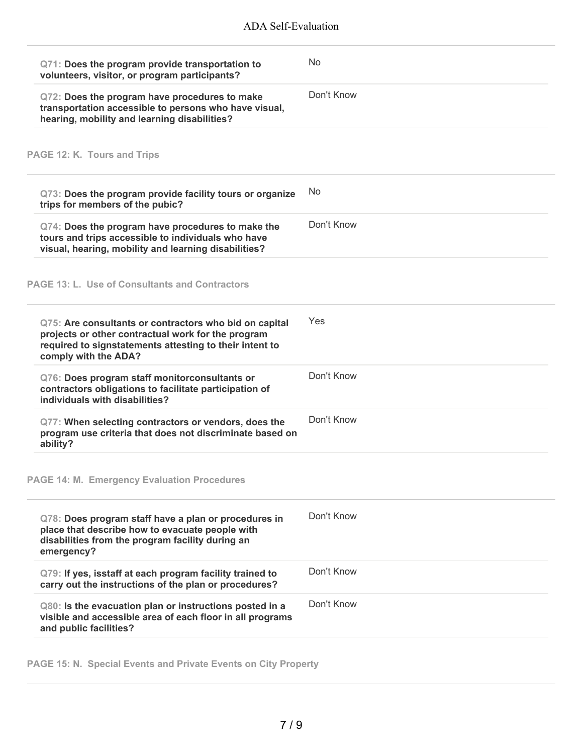| Question | Answer |
| --- | --- |
| **Q71: Does the program provide transportation to volunteers, visitor, or program participants?** | No |
| **Q72: Does the program have procedures to make transportation accessible to persons who have visual, hearing, mobility and learning disabilities?** | Don't Know |

### PAGE 12: K. Tours and Trips

| Question | Answer |
| --- | --- |
| **Q73: Does the program provide facility tours or organize trips for members of the pubic?** | No |
| **Q74: Does the program have procedures to make the tours and trips accessible to individuals who have visual, hearing, mobility and learning disabilities?** | Don't Know |

### PAGE 13: L. Use of Consultants and Contractors

| Question | Answer |
| --- | --- |
| **Q75: Are consultants or contractors who bid on capital projects or other contractual work for the program required to signstatements attesting to their intent to comply with the ADA?** | Yes |
| **Q76: Does program staff monitorconsultants or contractors obligations to facilitate participation of individuals with disabilities?** | Don't Know |
| **Q77: When selecting contractors or vendors, does the program use criteria that does not discriminate based on ability?** | Don't Know |

### PAGE 14: M. Emergency Evaluation Procedures

| Question | Answer |
| --- | --- |
| **Q78: Does program staff have a plan or procedures in place that describe how to evacuate people with disabilities from the program facility during an emergency?** | Don't Know |
| **Q79: If yes, isstaff at each program facility trained to carry out the instructions of the plan or procedures?** | Don't Know |
| **Q80: Is the evacuation plan or instructions posted in a visible and accessible area of each floor in all programs and public facilities?** | Don't Know |

### PAGE 15: N. Special Events and Private Events on City Property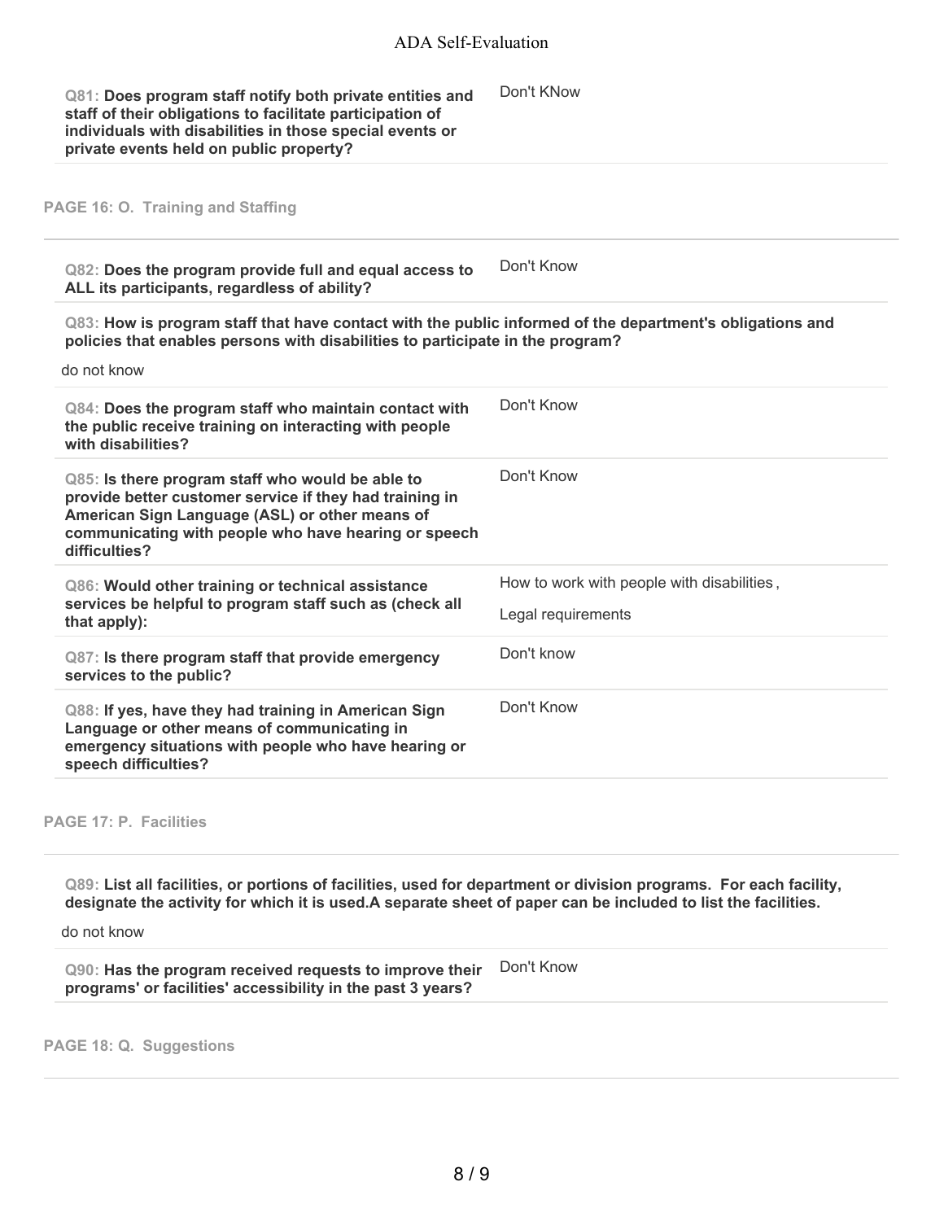| | |
|---|---|
| **Q81: Does program staff notify both private entities and staff of their obligations to facilitate participation of individuals with disabilities in those special events or private events held on public property?** | Don't KNow |

**PAGE 16: O. Training and Staffing**

| | |
|---|---|
| **Q82: Does the program provide full and equal access to ALL its participants, regardless of ability?** | Don't Know |

**Q83: How is program staff that have contact with the public informed of the department's obligations and policies that enables persons with disabilities to participate in the program?**

do not know

| | |
|---|---|
| **Q84: Does the program staff who maintain contact with the public receive training on interacting with people with disabilities?** | Don't Know |
| **Q85: Is there program staff who would be able to provide better customer service if they had training in American Sign Language (ASL) or other means of communicating with people who have hearing or speech difficulties?** | Don't Know |
| **Q86: Would other training or technical assistance services be helpful to program staff such as (check all that apply):** | How to work with people with disabilities, <br> Legal requirements |
| **Q87: Is there program staff that provide emergency services to the public?** | Don't know |
| **Q88: If yes, have they had training in American Sign Language or other means of communicating in emergency situations with people who have hearing or speech difficulties?** | Don't Know |

**PAGE 17: P. Facilities**

**Q89: List all facilities, or portions of facilities, used for department or division programs. For each facility, designate the activity for which it is used.A separate sheet of paper can be included to list the facilities.**

do not know

| | |
|---|---|
| **Q90: Has the program received requests to improve their programs' or facilities' accessibility in the past 3 years?** | Don't Know |

**PAGE 18: Q. Suggestions**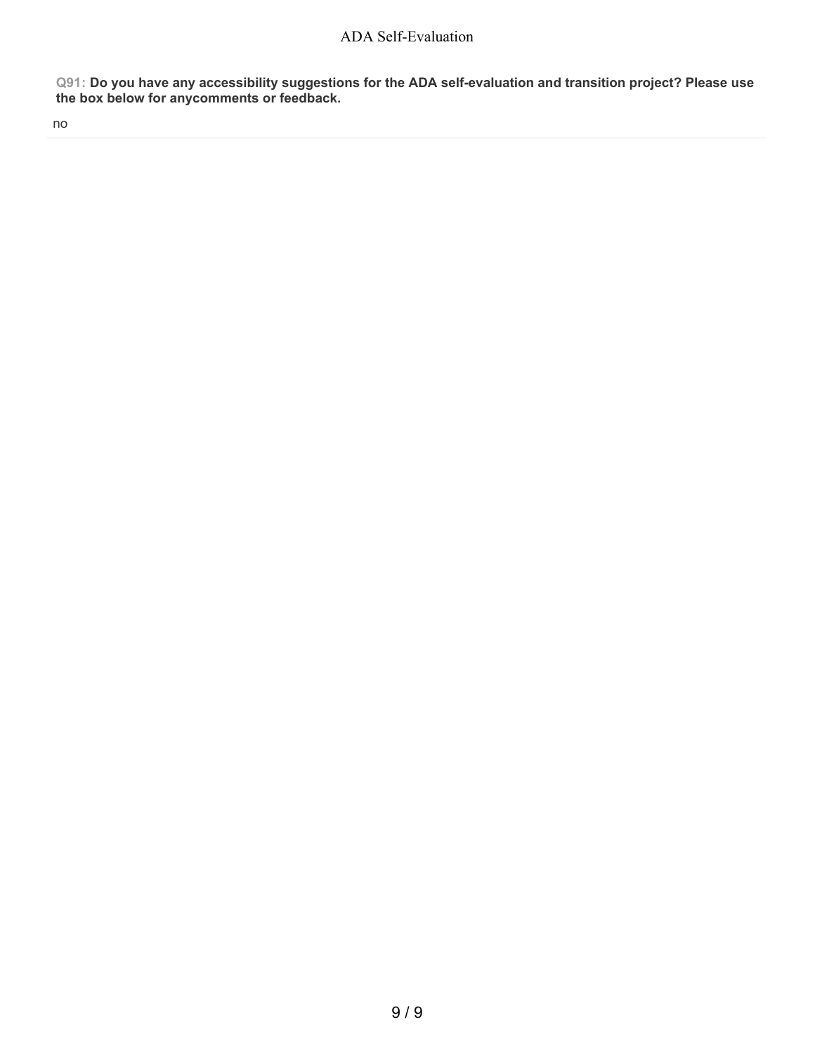**Q91: Do you have any accessibility suggestions for the ADA self-evaluation and transition project? Please use the box below for anycomments or feedback.**

no